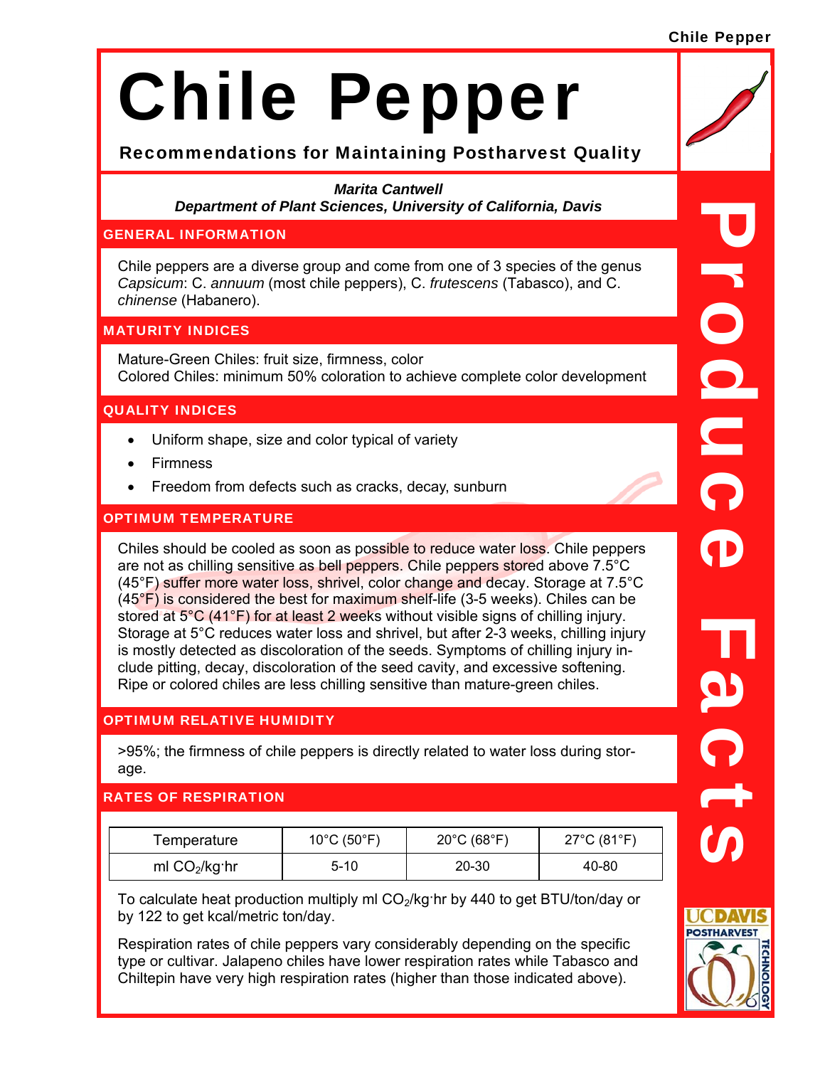# Chile Pepper

**Recommendations for Maintaining Postharvest Quality**

***Marita Cantwell***
***Department of Plant Sciences, University of California, Davis***

## GENERAL INFORMATION

Chile peppers are a diverse group and come from one of 3 species of the genus *Capsicum*: C. *annuum* (most chile peppers), C. *frutescens* (Tabasco), and C. *chinense* (Habanero).

## MATURITY INDICES

Mature-Green Chiles: fruit size, firmness, color
Colored Chiles: minimum 50% coloration to achieve complete color development

## QUALITY INDICES

- Uniform shape, size and color typical of variety
- Firmness
- Freedom from defects such as cracks, decay, sunburn

## OPTIMUM TEMPERATURE

Chiles should be cooled as soon as possible to reduce water loss. Chile peppers are not as chilling sensitive as bell peppers. Chile peppers stored above 7.5°C (45°F) suffer more water loss, shrivel, color change and decay. Storage at 7.5°C (45°F) is considered the best for maximum shelf-life (3-5 weeks). Chiles can be stored at 5°C (41°F) for at least 2 weeks without visible signs of chilling injury. Storage at 5°C reduces water loss and shrivel, but after 2-3 weeks, chilling injury is mostly detected as discoloration of the seeds. Symptoms of chilling injury include pitting, decay, discoloration of the seed cavity, and excessive softening. Ripe or colored chiles are less chilling sensitive than mature-green chiles.

## OPTIMUM RELATIVE HUMIDITY

>95%; the firmness of chile peppers is directly related to water loss during storage.

## RATES OF RESPIRATION

| Temperature | 10°C (50°F) | 20°C (68°F) | 27°C (81°F) |
|---|---|---|---|
| ml $CO_2$/kg·hr | 5-10 | 20-30 | 40-80 |

To calculate heat production multiply ml $CO_2$/kg·hr by 440 to get BTU/ton/day or by 122 to get kcal/metric ton/day.

Respiration rates of chile peppers vary considerably depending on the specific type or cultivar. Jalapeno chiles have lower respiration rates while Tabasco and Chiltepin have very high respiration rates (higher than those indicated above).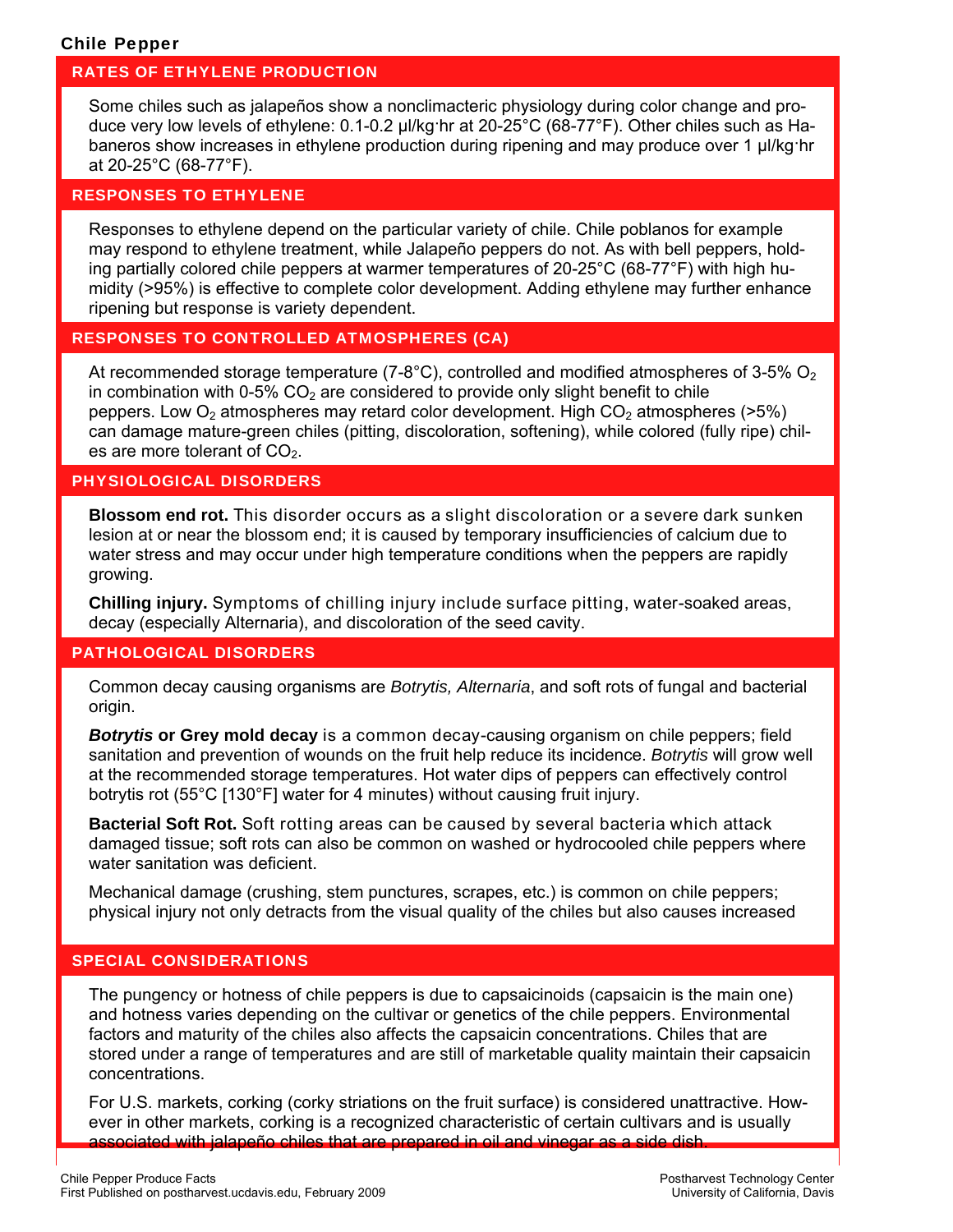## Chile Pepper

### RATES OF ETHYLENE PRODUCTION

Some chiles such as jalapeños show a nonclimacteric physiology during color change and produce very low levels of ethylene: 0.1-0.2 µl/kg·hr at 20-25°C (68-77°F). Other chiles such as Habaneros show increases in ethylene production during ripening and may produce over 1 µl/kg·hr at 20-25°C (68-77°F).

### RESPONSES TO ETHYLENE

Responses to ethylene depend on the particular variety of chile. Chile poblanos for example may respond to ethylene treatment, while Jalapeño peppers do not. As with bell peppers, holding partially colored chile peppers at warmer temperatures of 20-25°C (68-77°F) with high humidity (>95%) is effective to complete color development. Adding ethylene may further enhance ripening but response is variety dependent.

### RESPONSES TO CONTROLLED ATMOSPHERES (CA)

At recommended storage temperature (7-8°C), controlled and modified atmospheres of 3-5% $O_2$ in combination with 0-5% $CO_2$ are considered to provide only slight benefit to chile peppers. Low $O_2$ atmospheres may retard color development. High $CO_2$ atmospheres (>5%) can damage mature-green chiles (pitting, discoloration, softening), while colored (fully ripe) chiles are more tolerant of $CO_2$.

### PHYSIOLOGICAL DISORDERS

**Blossom end rot.** This disorder occurs as a slight discoloration or a severe dark sunken lesion at or near the blossom end; it is caused by temporary insufficiencies of calcium due to water stress and may occur under high temperature conditions when the peppers are rapidly growing.

**Chilling injury.** Symptoms of chilling injury include surface pitting, water-soaked areas, decay (especially Alternaria), and discoloration of the seed cavity.

### PATHOLOGICAL DISORDERS

Common decay causing organisms are *Botrytis, Alternaria*, and soft rots of fungal and bacterial origin.

***Botrytis* or Grey mold decay** is a common decay-causing organism on chile peppers; field sanitation and prevention of wounds on the fruit help reduce its incidence. *Botrytis* will grow well at the recommended storage temperatures. Hot water dips of peppers can effectively control botrytis rot (55°C [130°F] water for 4 minutes) without causing fruit injury.

**Bacterial Soft Rot.** Soft rotting areas can be caused by several bacteria which attack damaged tissue; soft rots can also be common on washed or hydrocooled chile peppers where water sanitation was deficient.

Mechanical damage (crushing, stem punctures, scrapes, etc.) is common on chile peppers; physical injury not only detracts from the visual quality of the chiles but also causes increased

### SPECIAL CONSIDERATIONS

The pungency or hotness of chile peppers is due to capsaicinoids (capsaicin is the main one) and hotness varies depending on the cultivar or genetics of the chile peppers. Environmental factors and maturity of the chiles also affects the capsaicin concentrations. Chiles that are stored under a range of temperatures and are still of marketable quality maintain their capsaicin concentrations.

For U.S. markets, corking (corky striations on the fruit surface) is considered unattractive. However in other markets, corking is a recognized characteristic of certain cultivars and is usually associated with jalapeño chiles that are prepared in oil and vinegar as a side dish.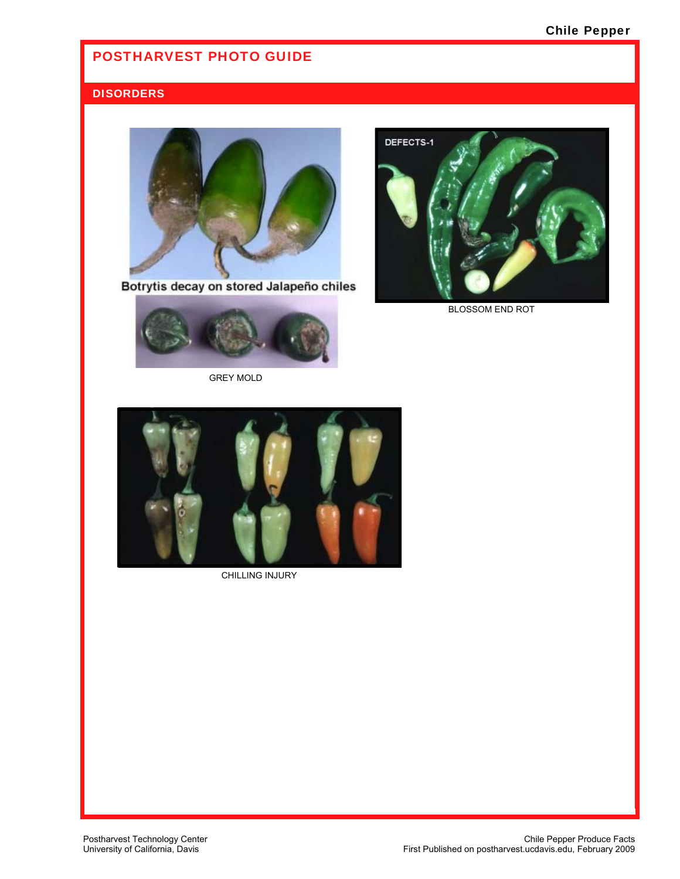## POSTHARVEST PHOTO GUIDE

### DISORDERS

Botrytis decay on stored Jalapeño chiles

GREY MOLD

DEFECTS-1

BLOSSOM END ROT

CHILLING INJURY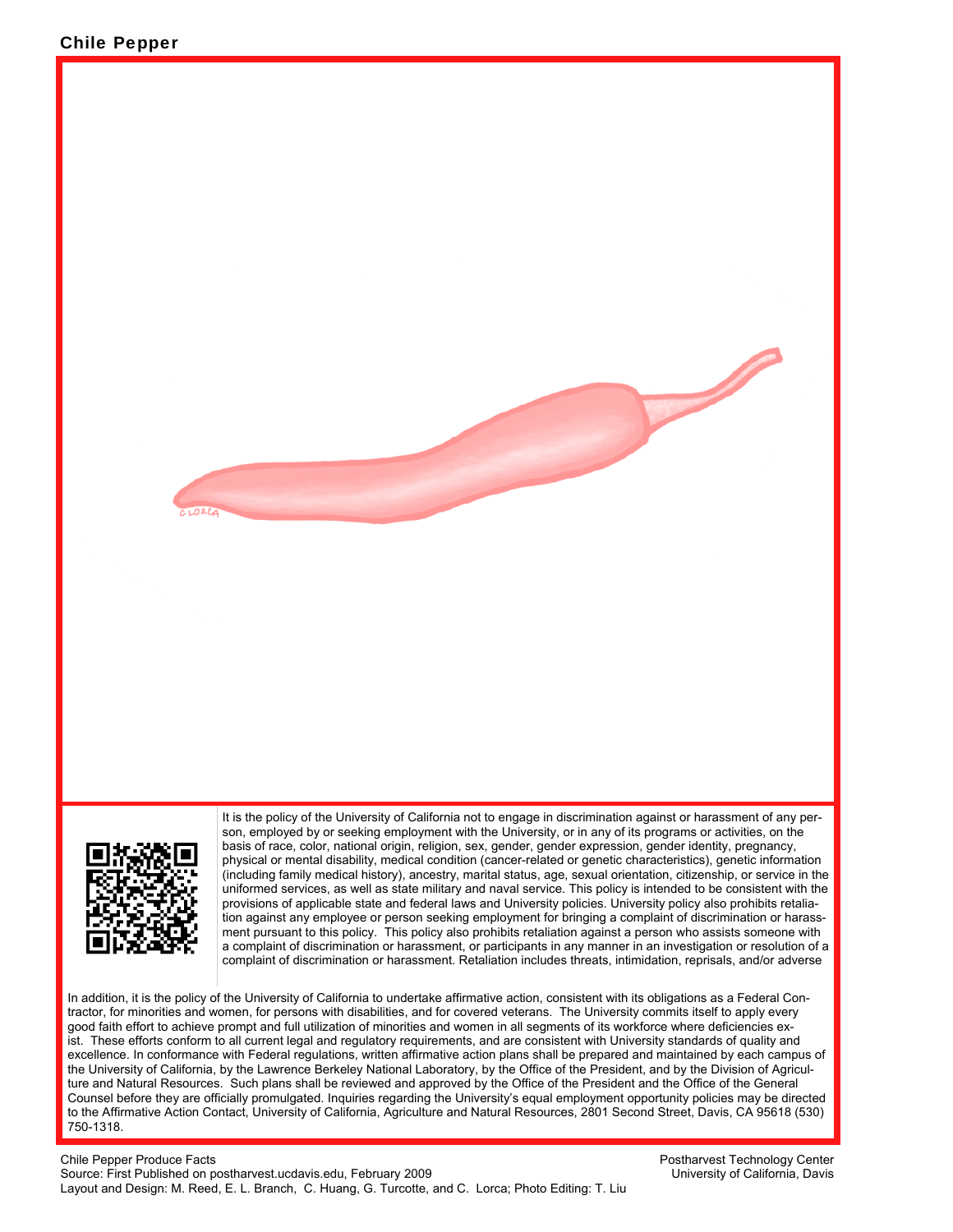## Chile Pepper

It is the policy of the University of California not to engage in discrimination against or harassment of any person, employed by or seeking employment with the University, or in any of its programs or activities, on the basis of race, color, national origin, religion, sex, gender, gender expression, gender identity, pregnancy, physical or mental disability, medical condition (cancer-related or genetic characteristics), genetic information (including family medical history), ancestry, marital status, age, sexual orientation, citizenship, or service in the uniformed services, as well as state military and naval service. This policy is intended to be consistent with the provisions of applicable state and federal laws and University policies. University policy also prohibits retaliation against any employee or person seeking employment for bringing a complaint of discrimination or harassment pursuant to this policy. This policy also prohibits retaliation against a person who assists someone with a complaint of discrimination or harassment, or participants in any manner in an investigation or resolution of a complaint of discrimination or harassment. Retaliation includes threats, intimidation, reprisals, and/or adverse

In addition, it is the policy of the University of California to undertake affirmative action, consistent with its obligations as a Federal Contractor, for minorities and women, for persons with disabilities, and for covered veterans. The University commits itself to apply every good faith effort to achieve prompt and full utilization of minorities and women in all segments of its workforce where deficiencies exist. These efforts conform to all current legal and regulatory requirements, and are consistent with University standards of quality and excellence. In conformance with Federal regulations, written affirmative action plans shall be prepared and maintained by each campus of the University of California, by the Lawrence Berkeley National Laboratory, by the Office of the President, and by the Division of Agriculture and Natural Resources. Such plans shall be reviewed and approved by the Office of the President and the Office of the General Counsel before they are officially promulgated. Inquiries regarding the University's equal employment opportunity policies may be directed to the Affirmative Action Contact, University of California, Agriculture and Natural Resources, 2801 Second Street, Davis, CA 95618 (530) 750-1318.

Chile Pepper Produce Facts
Source: First Published on postharvest.ucdavis.edu, February 2009
Layout and Design: M. Reed, E. L. Branch, C. Huang, G. Turcotte, and C. Lorca; Photo Editing: T. Liu

Postharvest Technology Center
University of California, Davis